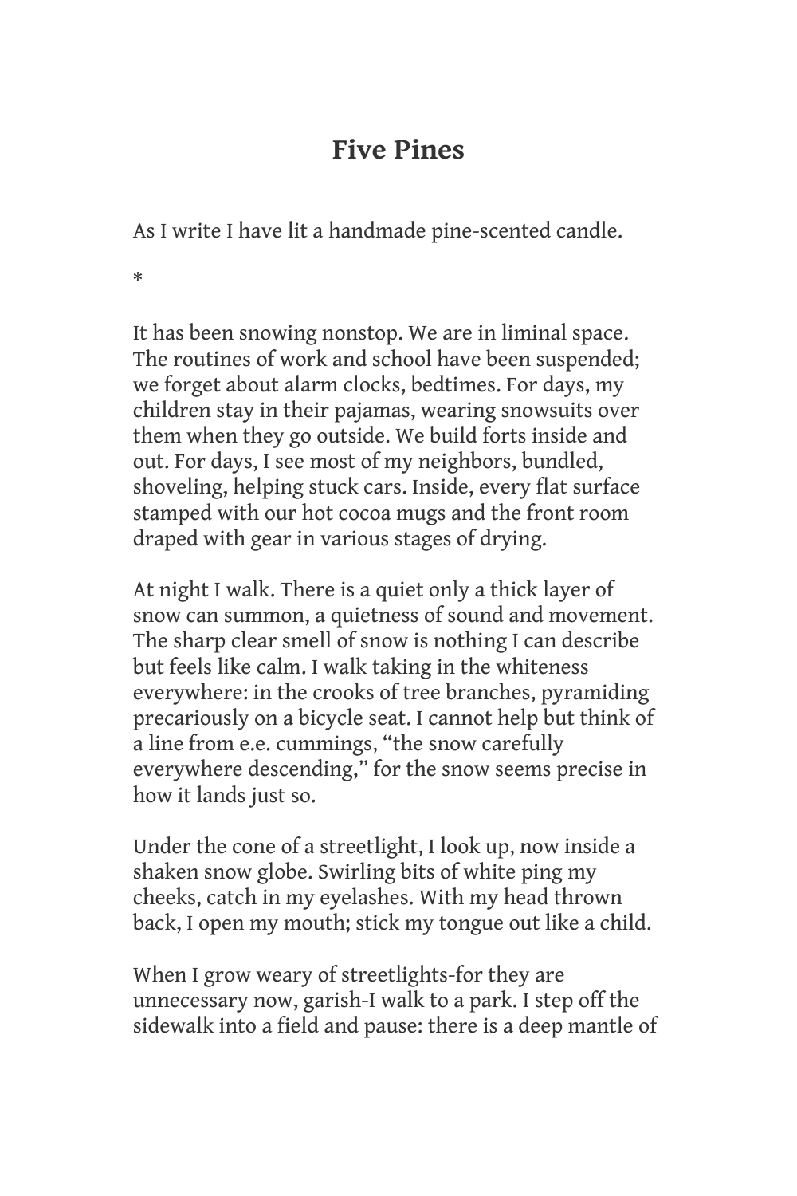# Five Pines

As I write I have lit a handmade pine-scented candle.

*

It has been snowing nonstop. We are in liminal space. The routines of work and school have been suspended; we forget about alarm clocks, bedtimes. For days, my children stay in their pajamas, wearing snowsuits over them when they go outside. We build forts inside and out. For days, I see most of my neighbors, bundled, shoveling, helping stuck cars. Inside, every flat surface stamped with our hot cocoa mugs and the front room draped with gear in various stages of drying.

At night I walk. There is a quiet only a thick layer of snow can summon, a quietness of sound and movement. The sharp clear smell of snow is nothing I can describe but feels like calm. I walk taking in the whiteness everywhere: in the crooks of tree branches, pyramiding precariously on a bicycle seat. I cannot help but think of a line from e.e. cummings, "the snow carefully everywhere descending," for the snow seems precise in how it lands just so.

Under the cone of a streetlight, I look up, now inside a shaken snow globe. Swirling bits of white ping my cheeks, catch in my eyelashes. With my head thrown back, I open my mouth; stick my tongue out like a child.

When I grow weary of streetlights-for they are unnecessary now, garish-I walk to a park. I step off the sidewalk into a field and pause: there is a deep mantle of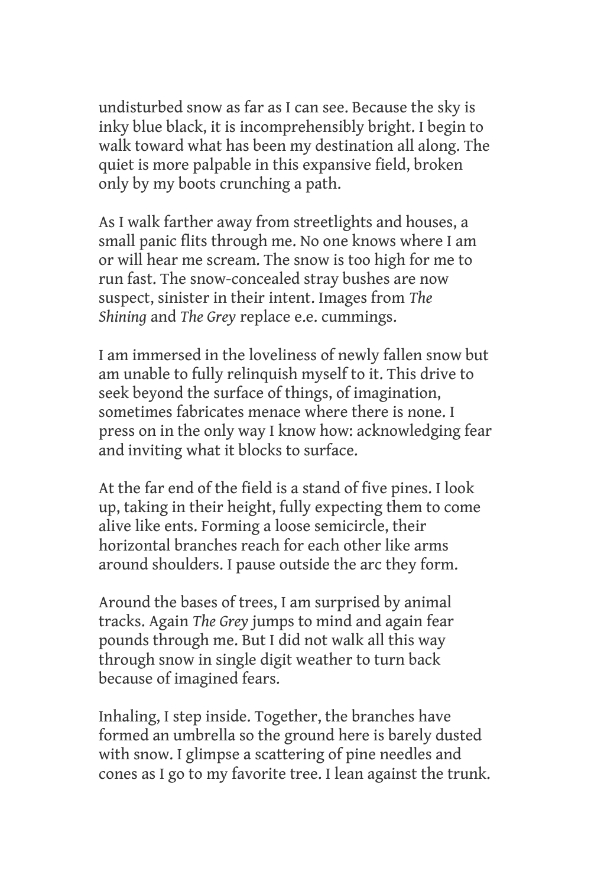undisturbed snow as far as I can see. Because the sky is inky blue black, it is incomprehensibly bright. I begin to walk toward what has been my destination all along. The quiet is more palpable in this expansive field, broken only by my boots crunching a path.

As I walk farther away from streetlights and houses, a small panic flits through me. No one knows where I am or will hear me scream. The snow is too high for me to run fast. The snow-concealed stray bushes are now suspect, sinister in their intent. Images from *The Shining* and *The Grey* replace e.e. cummings.

I am immersed in the loveliness of newly fallen snow but am unable to fully relinquish myself to it. This drive to seek beyond the surface of things, of imagination, sometimes fabricates menace where there is none. I press on in the only way I know how: acknowledging fear and inviting what it blocks to surface.

At the far end of the field is a stand of five pines. I look up, taking in their height, fully expecting them to come alive like ents. Forming a loose semicircle, their horizontal branches reach for each other like arms around shoulders. I pause outside the arc they form.

Around the bases of trees, I am surprised by animal tracks. Again *The Grey* jumps to mind and again fear pounds through me. But I did not walk all this way through snow in single digit weather to turn back because of imagined fears.

Inhaling, I step inside. Together, the branches have formed an umbrella so the ground here is barely dusted with snow. I glimpse a scattering of pine needles and cones as I go to my favorite tree. I lean against the trunk.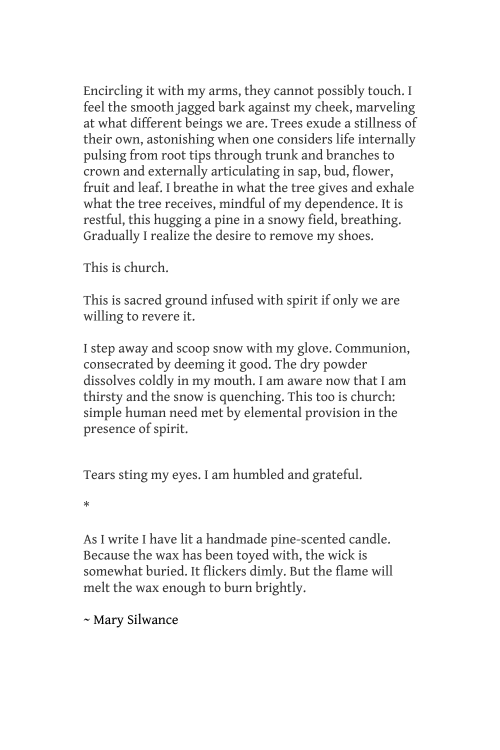Encircling it with my arms, they cannot possibly touch. I feel the smooth jagged bark against my cheek, marveling at what different beings we are. Trees exude a stillness of their own, astonishing when one considers life internally pulsing from root tips through trunk and branches to crown and externally articulating in sap, bud, flower, fruit and leaf. I breathe in what the tree gives and exhale what the tree receives, mindful of my dependence. It is restful, this hugging a pine in a snowy field, breathing. Gradually I realize the desire to remove my shoes.

This is church.

This is sacred ground infused with spirit if only we are willing to revere it.

I step away and scoop snow with my glove. Communion, consecrated by deeming it good. The dry powder dissolves coldly in my mouth. I am aware now that I am thirsty and the snow is quenching. This too is church: simple human need met by elemental provision in the presence of spirit.

Tears sting my eyes. I am humbled and grateful.

*

As I write I have lit a handmade pine-scented candle. Because the wax has been toyed with, the wick is somewhat buried. It flickers dimly. But the flame will melt the wax enough to burn brightly.

~ Mary Silwance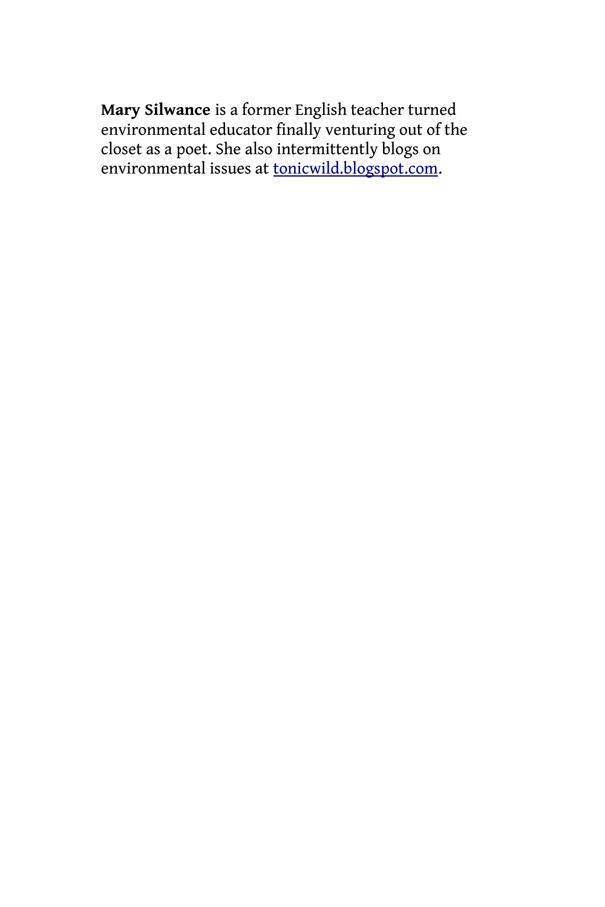**Mary Silwance** is a former English teacher turned environmental educator finally venturing out of the closet as a poet. She also intermittently blogs on environmental issues at [tonicwild.blogspot.com](http://tonicwild.blogspot.com).